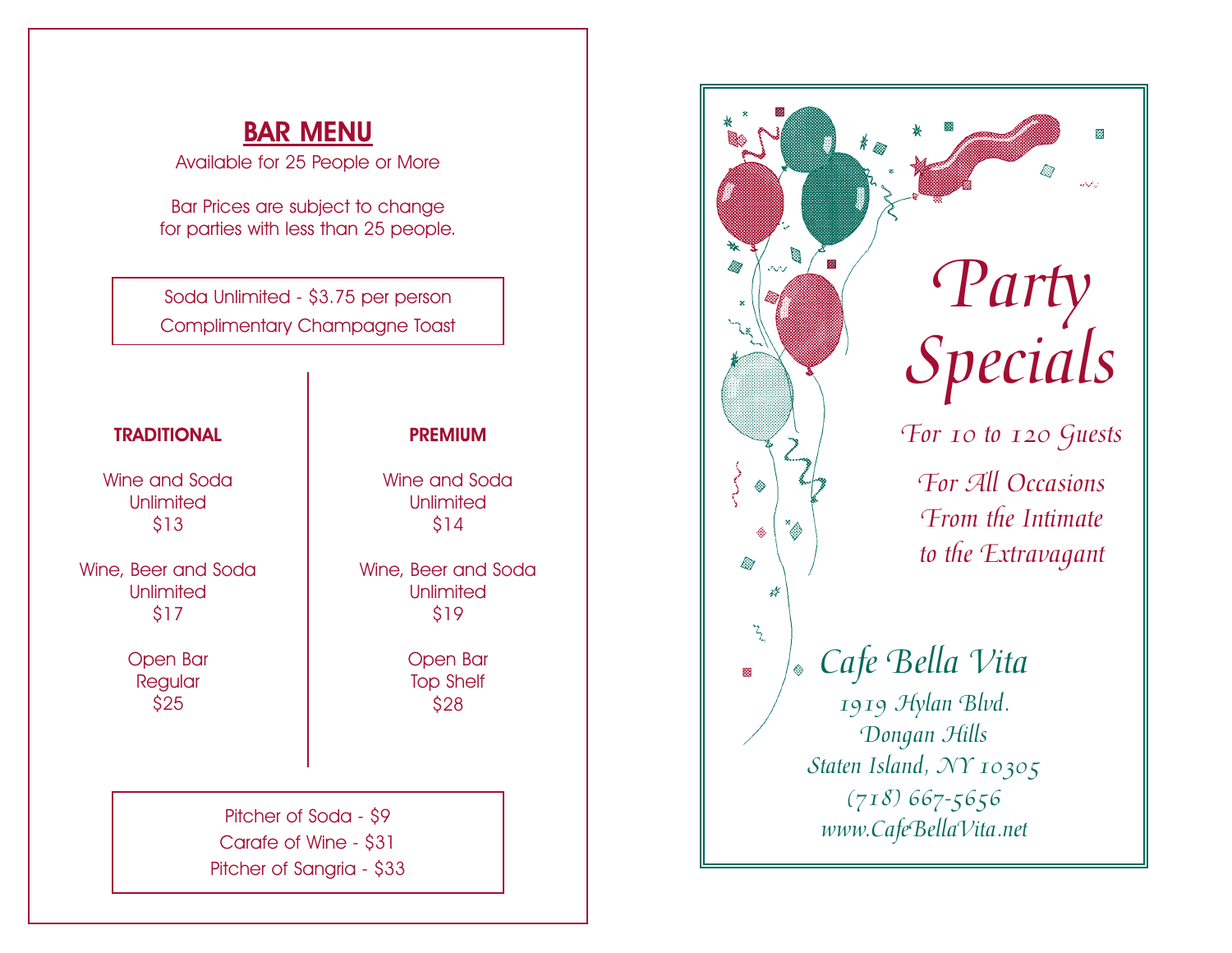## BAR MENU

Available for 25 People or More

Bar Prices are subject to change for parties with less than 25 people.

Soda Unlimited - $3.75 per person
Complimentary Champagne Toast

| TRADITIONAL | PREMIUM |
| --- | --- |
| Wine and Soda Unlimited $13 | Wine and Soda Unlimited $14 |
| Wine, Beer and Soda Unlimited $17 | Wine, Beer and Soda Unlimited $19 |
| Open Bar Regular $25 | Open Bar Top Shelf $28 |

Pitcher of Soda - $9
Carafe of Wine - $31
Pitcher of Sangria - $33

# *Party Specials*

*For 10 to 120 Guests*

*For All Occasions*
*From the Intimate*
*to the Extravagant*

## *Cafe Bella Vita*

*1919 Hylan Blvd.*
*Dongan Hills*
*Staten Island, NY 10305*
*(718) 667-5656*
*www.CafeBellaVita.net*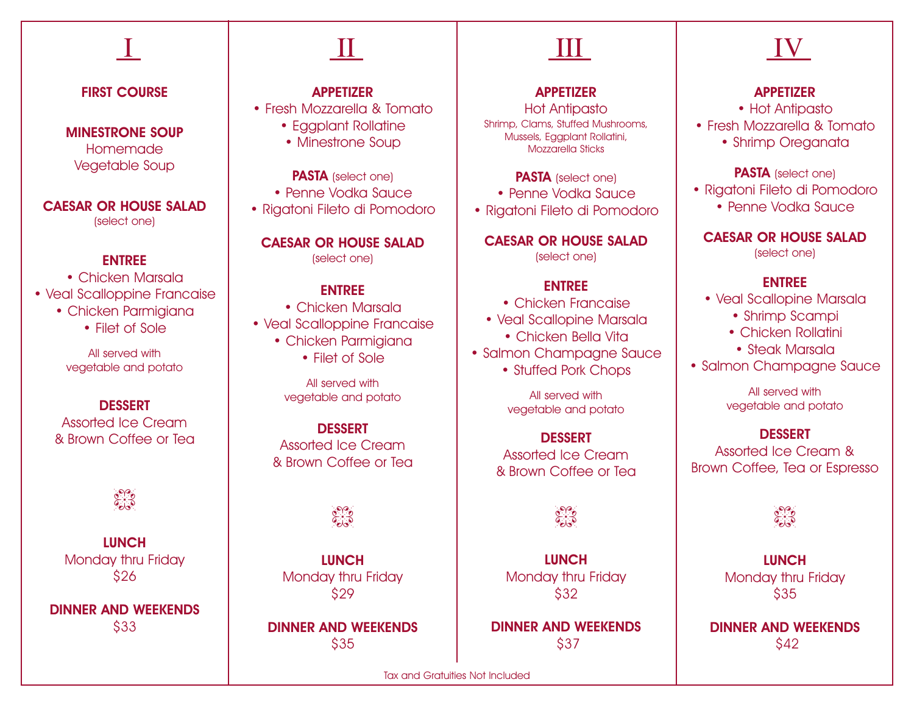# I

**FIRST COURSE**

**MINESTRONE SOUP**
Homemade
Vegetable Soup

**CAESAR OR HOUSE SALAD**
(select one)

**ENTREE**

- Chicken Marsala
- Veal Scalloppine Francaise
- Chicken Parmigiana
- Filet of Sole

All served with
vegetable and potato

**DESSERT**
Assorted Ice Cream
& Brown Coffee or Tea

**LUNCH**
Monday thru Friday
$26

**DINNER AND WEEKENDS**
$33

# II

**APPETIZER**

- Fresh Mozzarella & Tomato
- Eggplant Rollatine
- Minestrone Soup

**PASTA** (select one)

- Penne Vodka Sauce
- Rigatoni Fileto di Pomodoro

**CAESAR OR HOUSE SALAD**
(select one)

**ENTREE**

- Chicken Marsala
- Veal Scalloppine Francaise
- Chicken Parmigiana
- Filet of Sole

All served with
vegetable and potato

**DESSERT**
Assorted Ice Cream
& Brown Coffee or Tea

**LUNCH**
Monday thru Friday
$29

**DINNER AND WEEKENDS**
$35

# III

**APPETIZER**
Hot Antipasto
Shrimp, Clams, Stuffed Mushrooms,
Mussels, Eggplant Rollatini,
Mozzarella Sticks

**PASTA** (select one)

- Penne Vodka Sauce
- Rigatoni Fileto di Pomodoro

**CAESAR OR HOUSE SALAD**
(select one)

**ENTREE**

- Chicken Francaise
- Veal Scallopine Marsala
- Chicken Bella Vita
- Salmon Champagne Sauce
- Stuffed Pork Chops

All served with
vegetable and potato

**DESSERT**
Assorted Ice Cream
& Brown Coffee or Tea

**LUNCH**
Monday thru Friday
$32

**DINNER AND WEEKENDS**
$37

# IV

**APPETIZER**

- Hot Antipasto
- Fresh Mozzarella & Tomato
- Shrimp Oreganata

**PASTA** (select one)

- Rigatoni Fileto di Pomodoro
- Penne Vodka Sauce

**CAESAR OR HOUSE SALAD**
(select one)

**ENTREE**

- Veal Scallopine Marsala
- Shrimp Scampi
- Chicken Rollatini
- Steak Marsala
- Salmon Champagne Sauce

All served with
vegetable and potato

**DESSERT**
Assorted Ice Cream &
Brown Coffee, Tea or Espresso

**LUNCH**
Monday thru Friday
$35

**DINNER AND WEEKENDS**
$42

Tax and Gratuities Not Included